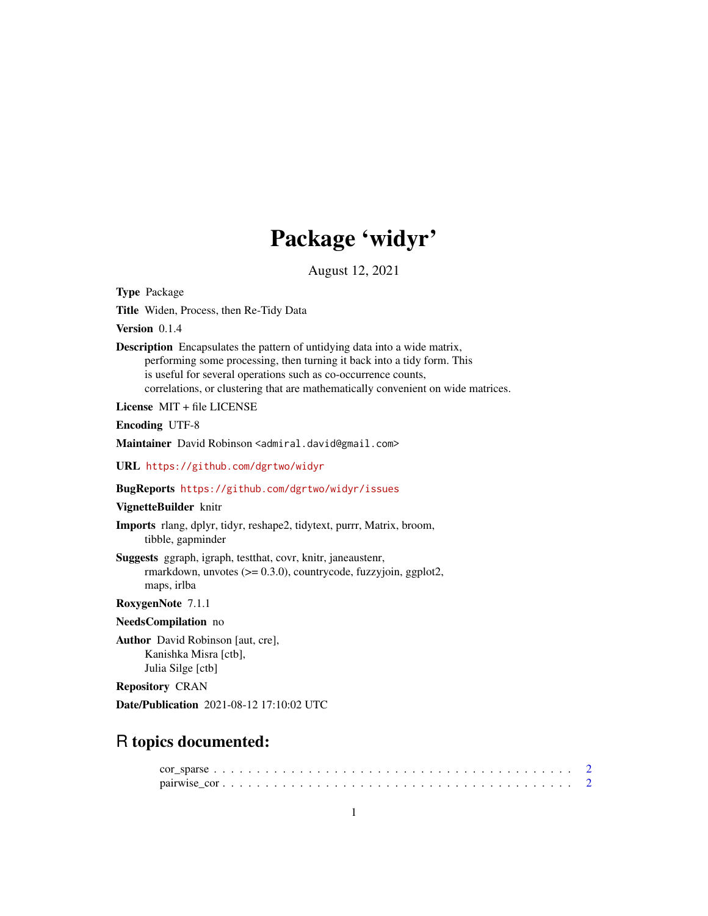# Package 'widyr'

August 12, 2021

**Type** Package

**Title** Widen, Process, then Re-Tidy Data

**Version** 0.1.4

**Description** Encapsulates the pattern of untidying data into a wide matrix, performing some processing, then turning it back into a tidy form. This is useful for several operations such as co-occurrence counts, correlations, or clustering that are mathematically convenient on wide matrices.

**License** MIT + file LICENSE

**Encoding** UTF-8

**Maintainer** David Robinson <admiral.david@gmail.com>

**URL** https://github.com/dgrtwo/widyr

**BugReports** https://github.com/dgrtwo/widyr/issues

**VignetteBuilder** knitr

**Imports** rlang, dplyr, tidyr, reshape2, tidytext, purrr, Matrix, broom, tibble, gapminder

**Suggests** ggraph, igraph, testthat, covr, knitr, janeaustenr, rmarkdown, unvotes (>= 0.3.0), countrycode, fuzzyjoin, ggplot2, maps, irlba

**RoxygenNote** 7.1.1

**NeedsCompilation** no

**Author** David Robinson [aut, cre], Kanishka Misra [ctb], Julia Silge [ctb]

**Repository** CRAN

**Date/Publication** 2021-08-12 17:10:02 UTC

## R topics documented:

- cor_sparse . . . . . . . . . . . . . . . . . . . . . . . . . . . . . . . . . . . . . . . . 2
- pairwise_cor . . . . . . . . . . . . . . . . . . . . . . . . . . . . . . . . . . . . . . . 2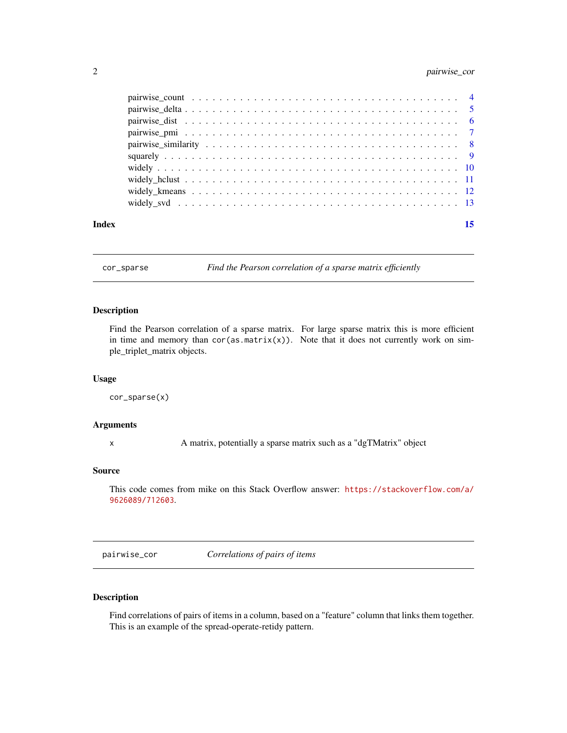| | |
|---|---|
| pairwise_count | 4 |
| pairwise_delta | 5 |
| pairwise_dist | 6 |
| pairwise_pmi | 7 |
| pairwise_similarity | 8 |
| squarely | 9 |
| widely | 10 |
| widely_hclust | 11 |
| widely_kmeans | 12 |
| widely_svd | 13 |

**Index** **15**

---

`cor_sparse` *Find the Pearson correlation of a sparse matrix efficiently*

---

### Description

Find the Pearson correlation of a sparse matrix. For large sparse matrix this is more efficient in time and memory than `cor(as.matrix(x))`. Note that it does not currently work on simple_triplet_matrix objects.

### Usage

```
cor_sparse(x)
```

### Arguments

| | |
|---|---|
| `x` | A matrix, potentially a sparse matrix such as a "dgTMatrix" object |

### Source

This code comes from mike on this Stack Overflow answer: `https://stackoverflow.com/a/9626089/712603`.

---

`pairwise_cor` *Correlations of pairs of items*

---

### Description

Find correlations of pairs of items in a column, based on a "feature" column that links them together. This is an example of the spread-operate-retidy pattern.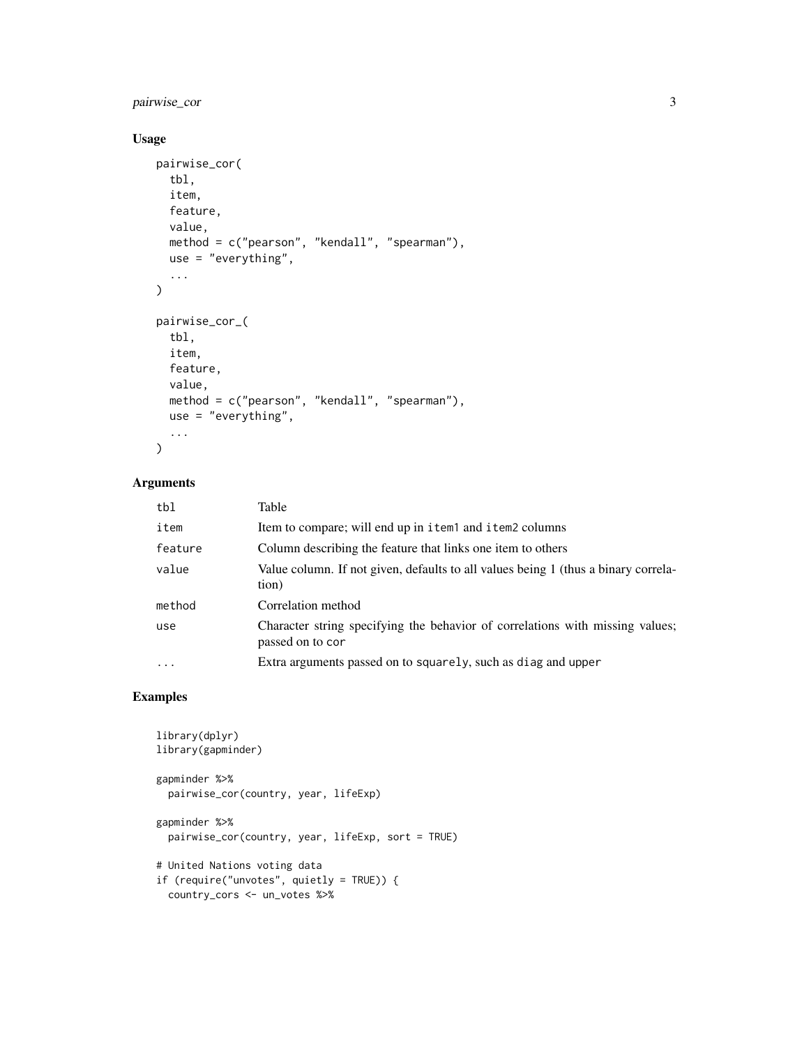## Usage

```
pairwise_cor(
  tbl,
  item,
  feature,
  value,
  method = c("pearson", "kendall", "spearman"),
  use = "everything",
  ...
)

pairwise_cor_(
  tbl,
  item,
  feature,
  value,
  method = c("pearson", "kendall", "spearman"),
  use = "everything",
  ...
)
```

## Arguments

| | |
|---|---|
| `tbl` | Table |
| `item` | Item to compare; will end up in `item1` and `item2` columns |
| `feature` | Column describing the feature that links one item to others |
| `value` | Value column. If not given, defaults to all values being 1 (thus a binary correlation) |
| `method` | Correlation method |
| `use` | Character string specifying the behavior of correlations with missing values; passed on to `cor` |
| `...` | Extra arguments passed on to `squarely`, such as `diag` and `upper` |

## Examples

```
library(dplyr)
library(gapminder)

gapminder %>%
  pairwise_cor(country, year, lifeExp)

gapminder %>%
  pairwise_cor(country, year, lifeExp, sort = TRUE)

# United Nations voting data
if (require("unvotes", quietly = TRUE)) {
  country_cors <- un_votes %>%
```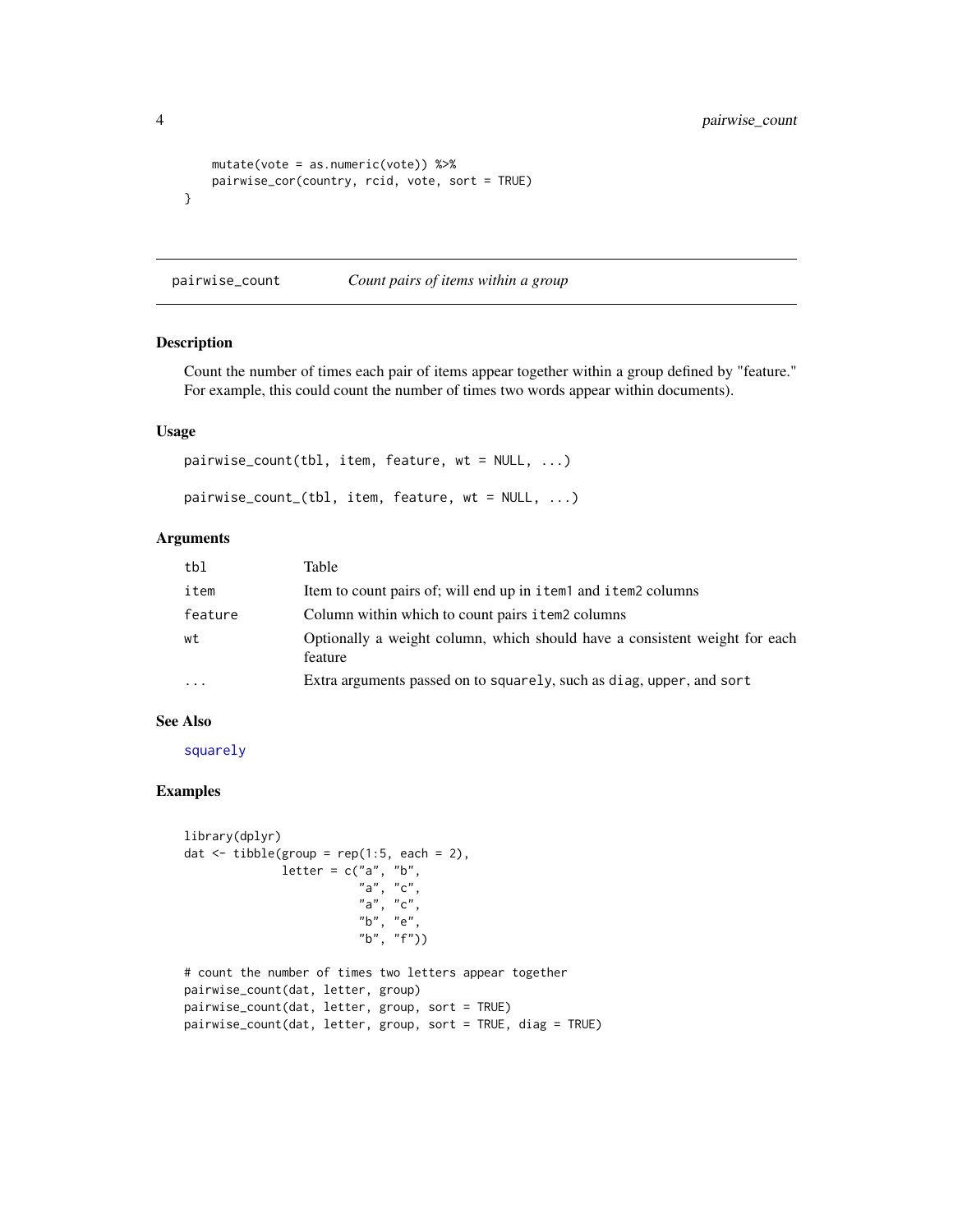```
    mutate(vote = as.numeric(vote)) %>%
    pairwise_cor(country, rcid, vote, sort = TRUE)
}
```

## pairwise_count *Count pairs of items within a group*

### Description

Count the number of times each pair of items appear together within a group defined by "feature." For example, this could count the number of times two words appear within documents).

### Usage

```
pairwise_count(tbl, item, feature, wt = NULL, ...)

pairwise_count_(tbl, item, feature, wt = NULL, ...)
```

### Arguments

| | |
|---|---|
| `tbl` | Table |
| `item` | Item to count pairs of; will end up in `item1` and `item2` columns |
| `feature` | Column within which to count pairs `item2` columns |
| `wt` | Optionally a weight column, which should have a consistent weight for each feature |
| `...` | Extra arguments passed on to `squarely`, such as `diag`, `upper`, and `sort` |

### See Also

`squarely`

### Examples

```
library(dplyr)
dat <- tibble(group = rep(1:5, each = 2),
              letter = c("a", "b",
                         "a", "c",
                         "a", "c",
                         "b", "e",
                         "b", "f"))

# count the number of times two letters appear together
pairwise_count(dat, letter, group)
pairwise_count(dat, letter, group, sort = TRUE)
pairwise_count(dat, letter, group, sort = TRUE, diag = TRUE)
```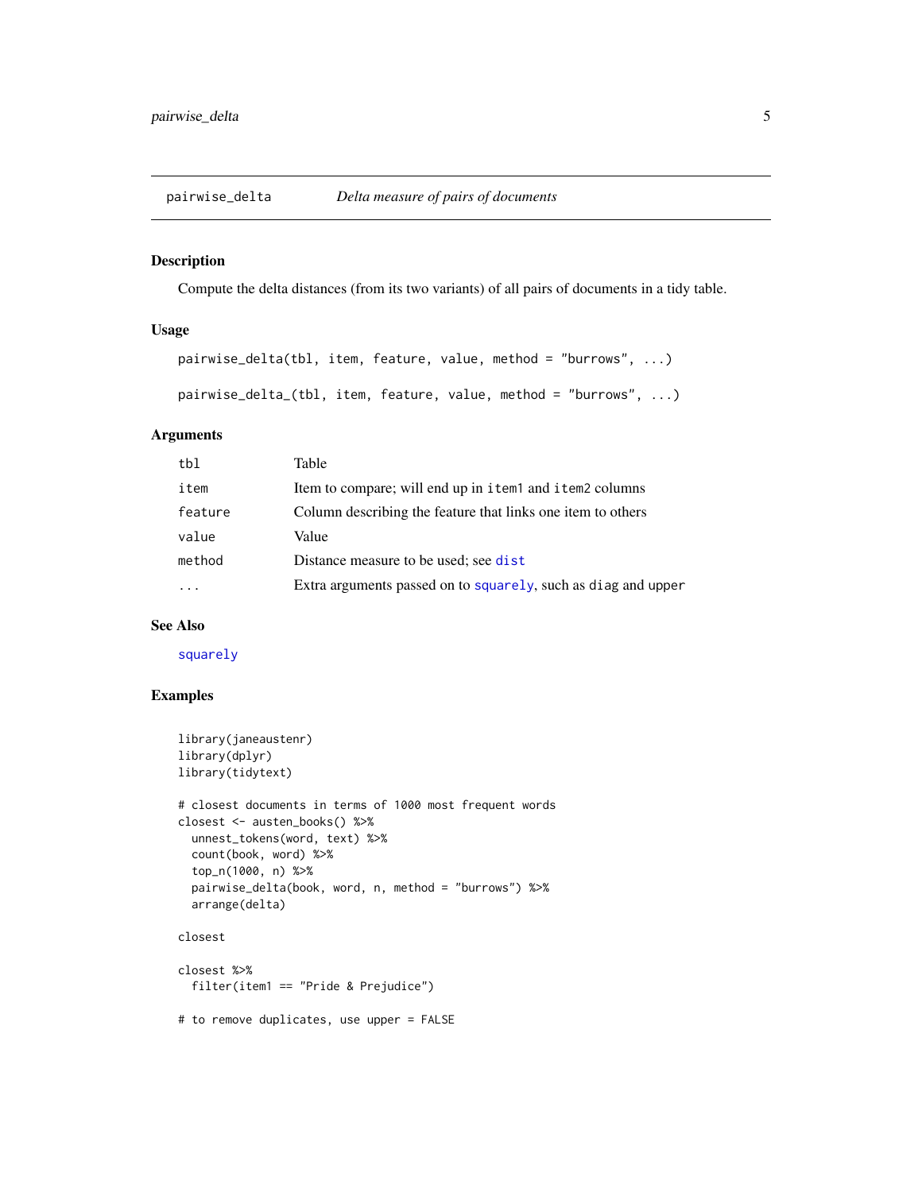## pairwise_delta — *Delta measure of pairs of documents*

### Description

Compute the delta distances (from its two variants) of all pairs of documents in a tidy table.

### Usage

```
pairwise_delta(tbl, item, feature, value, method = "burrows", ...)

pairwise_delta_(tbl, item, feature, value, method = "burrows", ...)
```

### Arguments

| | |
|---|---|
| `tbl` | Table |
| `item` | Item to compare; will end up in `item1` and `item2` columns |
| `feature` | Column describing the feature that links one item to others |
| `value` | Value |
| `method` | Distance measure to be used; see `dist` |
| `...` | Extra arguments passed on to `squarely`, such as `diag` and `upper` |

### See Also

`squarely`

### Examples

```
library(janeaustenr)
library(dplyr)
library(tidytext)

# closest documents in terms of 1000 most frequent words
closest <- austen_books() %>%
  unnest_tokens(word, text) %>%
  count(book, word) %>%
  top_n(1000, n) %>%
  pairwise_delta(book, word, n, method = "burrows") %>%
  arrange(delta)

closest

closest %>%
  filter(item1 == "Pride & Prejudice")

# to remove duplicates, use upper = FALSE
```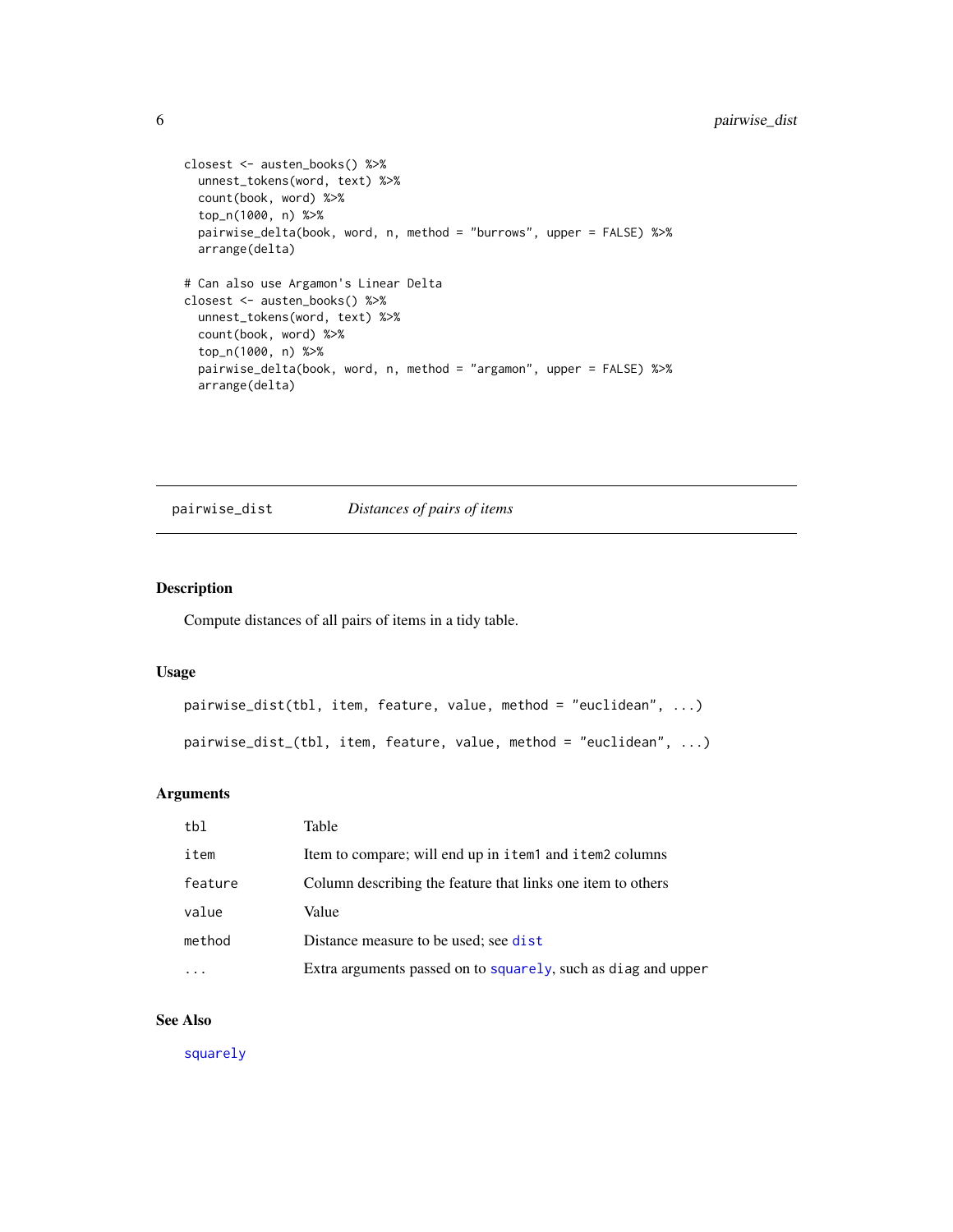```
closest <- austen_books() %>%
  unnest_tokens(word, text) %>%
  count(book, word) %>%
  top_n(1000, n) %>%
  pairwise_delta(book, word, n, method = "burrows", upper = FALSE) %>%
  arrange(delta)

# Can also use Argamon's Linear Delta
closest <- austen_books() %>%
  unnest_tokens(word, text) %>%
  count(book, word) %>%
  top_n(1000, n) %>%
  pairwise_delta(book, word, n, method = "argamon", upper = FALSE) %>%
  arrange(delta)
```

---

## pairwise_dist — *Distances of pairs of items*

### Description

Compute distances of all pairs of items in a tidy table.

### Usage

```
pairwise_dist(tbl, item, feature, value, method = "euclidean", ...)

pairwise_dist_(tbl, item, feature, value, method = "euclidean", ...)
```

### Arguments

| | |
|---|---|
| `tbl` | Table |
| `item` | Item to compare; will end up in `item1` and `item2` columns |
| `feature` | Column describing the feature that links one item to others |
| `value` | Value |
| `method` | Distance measure to be used; see `dist` |
| `...` | Extra arguments passed on to `squarely`, such as `diag` and `upper` |

### See Also

`squarely`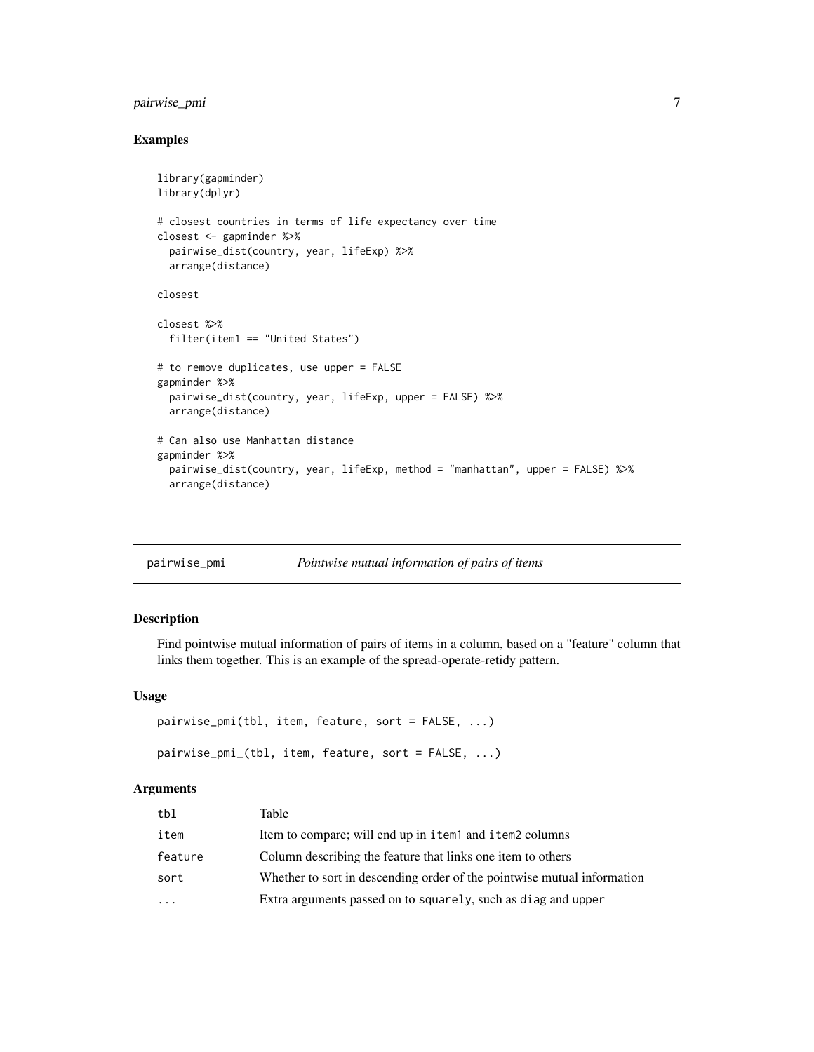### Examples

```
library(gapminder)
library(dplyr)

# closest countries in terms of life expectancy over time
closest <- gapminder %>%
  pairwise_dist(country, year, lifeExp) %>%
  arrange(distance)

closest

closest %>%
  filter(item1 == "United States")

# to remove duplicates, use upper = FALSE
gapminder %>%
  pairwise_dist(country, year, lifeExp, upper = FALSE) %>%
  arrange(distance)

# Can also use Manhattan distance
gapminder %>%
  pairwise_dist(country, year, lifeExp, method = "manhattan", upper = FALSE) %>%
  arrange(distance)
```

## pairwise_pmi — *Pointwise mutual information of pairs of items*

### Description

Find pointwise mutual information of pairs of items in a column, based on a "feature" column that links them together. This is an example of the spread-operate-retidy pattern.

### Usage

```
pairwise_pmi(tbl, item, feature, sort = FALSE, ...)

pairwise_pmi_(tbl, item, feature, sort = FALSE, ...)
```

### Arguments

| | |
|---|---|
| tbl | Table |
| item | Item to compare; will end up in item1 and item2 columns |
| feature | Column describing the feature that links one item to others |
| sort | Whether to sort in descending order of the pointwise mutual information |
| ... | Extra arguments passed on to squarely, such as diag and upper |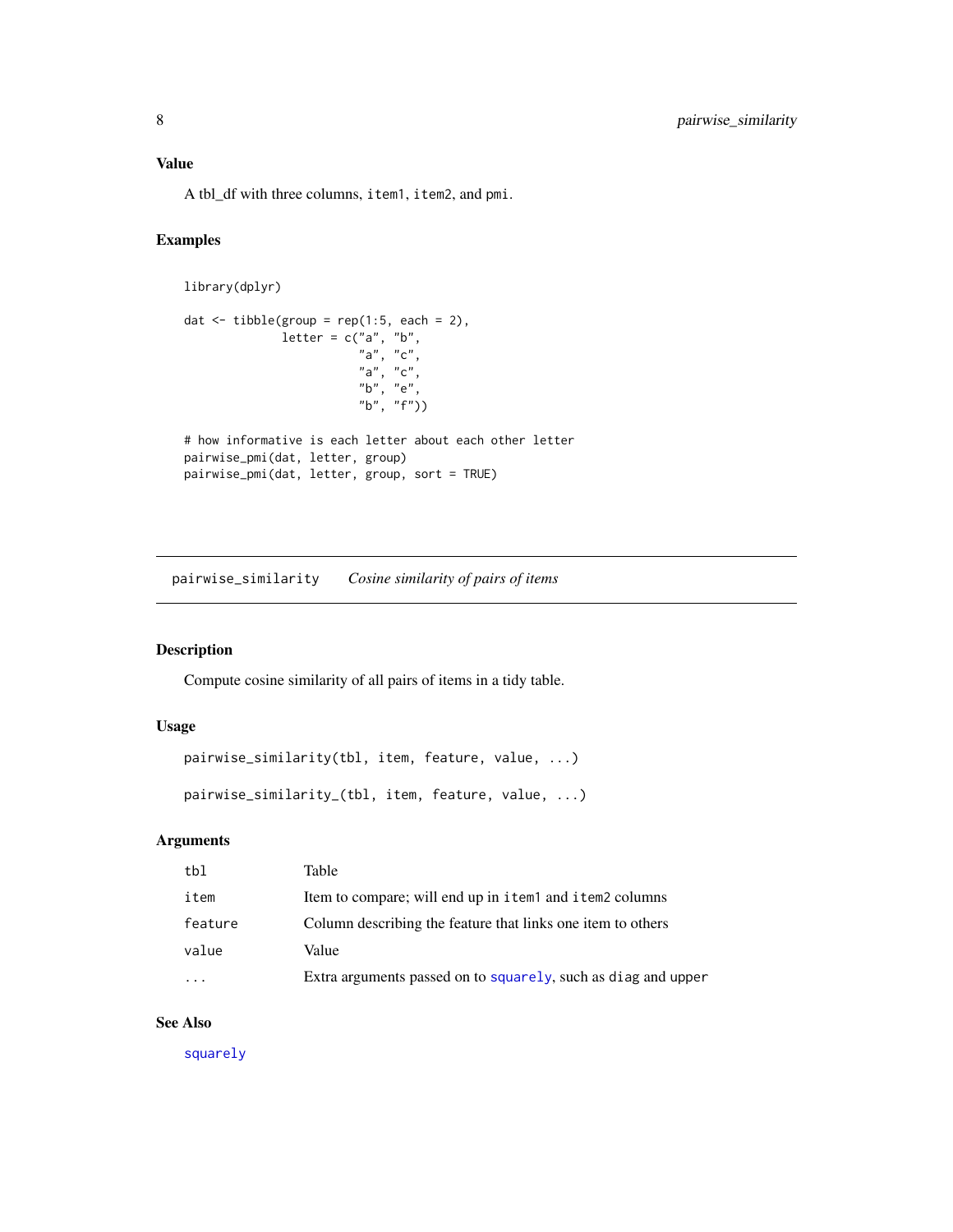## Value

A tbl_df with three columns, `item1`, `item2`, and `pmi`.

## Examples

```
library(dplyr)

dat <- tibble(group = rep(1:5, each = 2),
              letter = c("a", "b",
                         "a", "c",
                         "a", "c",
                         "b", "e",
                         "b", "f"))

# how informative is each letter about each other letter
pairwise_pmi(dat, letter, group)
pairwise_pmi(dat, letter, group, sort = TRUE)
```

---

# pairwise_similarity *Cosine similarity of pairs of items*

## Description

Compute cosine similarity of all pairs of items in a tidy table.

## Usage

```
pairwise_similarity(tbl, item, feature, value, ...)

pairwise_similarity_(tbl, item, feature, value, ...)
```

## Arguments

| | |
|---|---|
| tbl | Table |
| item | Item to compare; will end up in `item1` and `item2` columns |
| feature | Column describing the feature that links one item to others |
| value | Value |
| ... | Extra arguments passed on to `squarely`, such as `diag` and `upper` |

## See Also

`squarely`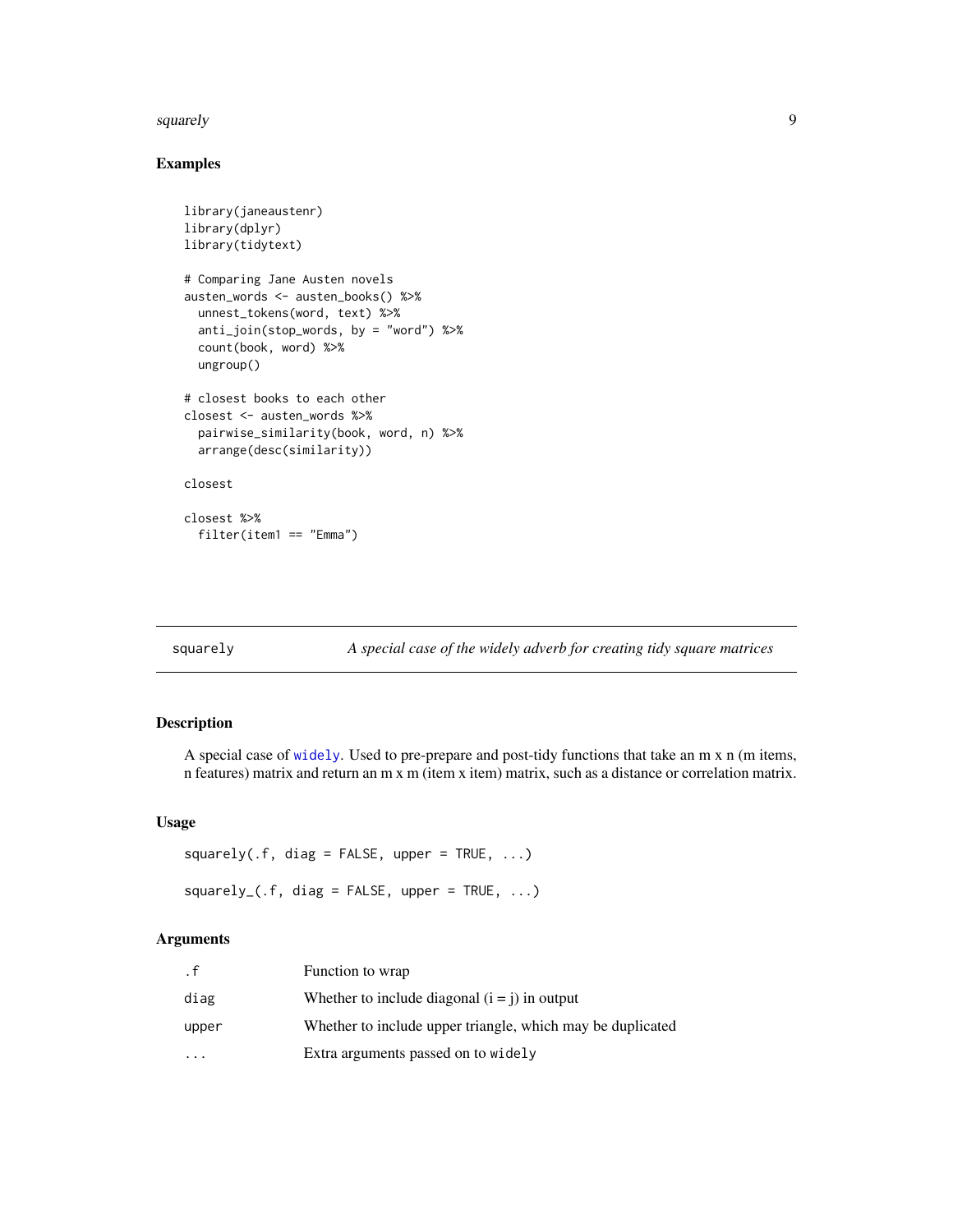### Examples

```
library(janeaustenr)
library(dplyr)
library(tidytext)

# Comparing Jane Austen novels
austen_words <- austen_books() %>%
  unnest_tokens(word, text) %>%
  anti_join(stop_words, by = "word") %>%
  count(book, word) %>%
  ungroup()

# closest books to each other
closest <- austen_words %>%
  pairwise_similarity(book, word, n) %>%
  arrange(desc(similarity))

closest

closest %>%
  filter(item1 == "Emma")
```

---

## squarely — *A special case of the widely adverb for creating tidy square matrices*

---

### Description

A special case of `widely`. Used to pre-prepare and post-tidy functions that take an m x n (m items, n features) matrix and return an m x m (item x item) matrix, such as a distance or correlation matrix.

### Usage

```
squarely(.f, diag = FALSE, upper = TRUE, ...)

squarely_(.f, diag = FALSE, upper = TRUE, ...)
```

### Arguments

| | |
|---|---|
| `.f` | Function to wrap |
| `diag` | Whether to include diagonal (i = j) in output |
| `upper` | Whether to include upper triangle, which may be duplicated |
| `...` | Extra arguments passed on to `widely` |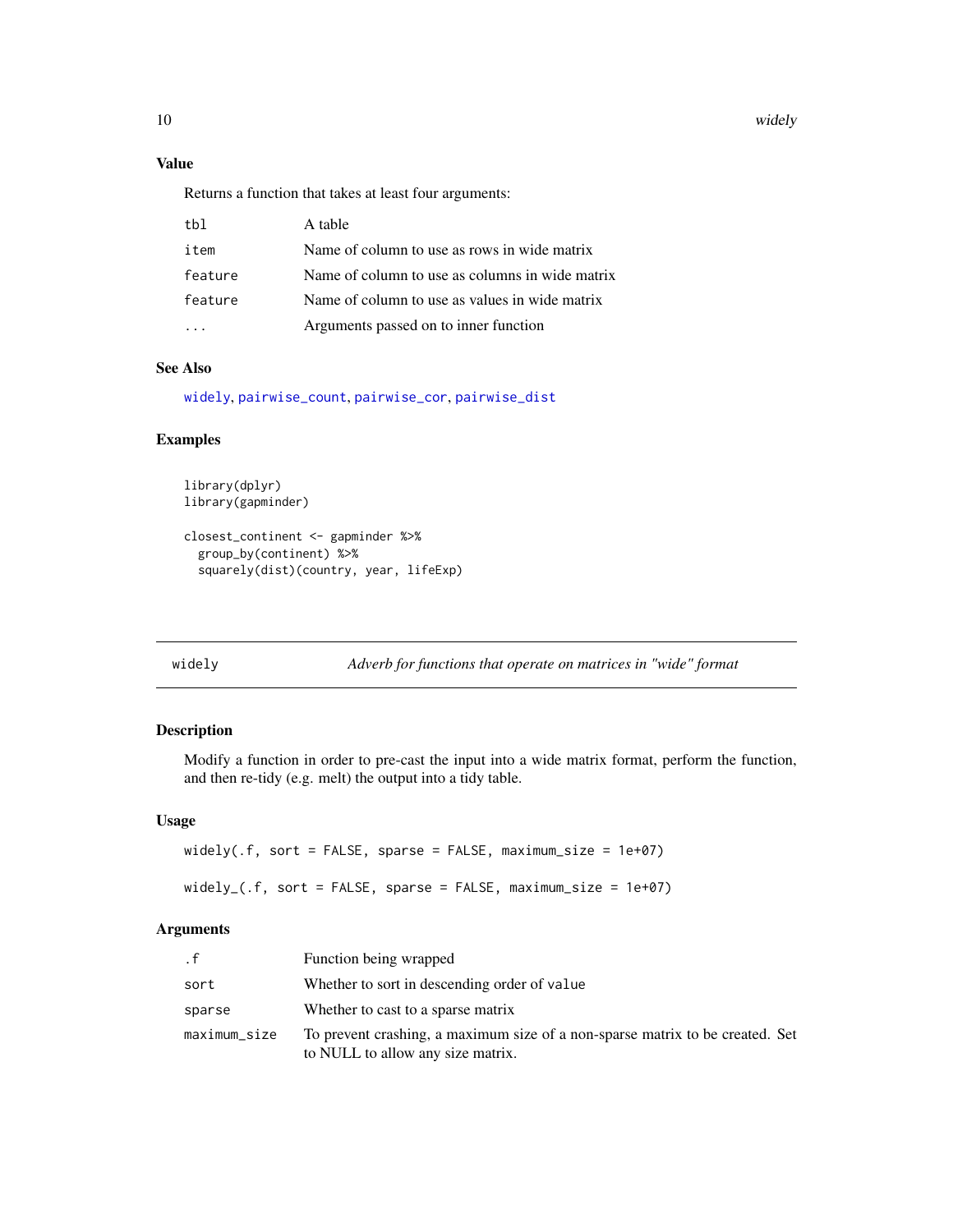### Value

Returns a function that takes at least four arguments:

| | |
|---|---|
| `tbl` | A table |
| `item` | Name of column to use as rows in wide matrix |
| `feature` | Name of column to use as columns in wide matrix |
| `feature` | Name of column to use as values in wide matrix |
| `...` | Arguments passed on to inner function |

### See Also

`widely`, `pairwise_count`, `pairwise_cor`, `pairwise_dist`

### Examples

```
library(dplyr)
library(gapminder)

closest_continent <- gapminder %>%
  group_by(continent) %>%
  squarely(dist)(country, year, lifeExp)
```

---

## widely — *Adverb for functions that operate on matrices in "wide" format*

### Description

Modify a function in order to pre-cast the input into a wide matrix format, perform the function, and then re-tidy (e.g. melt) the output into a tidy table.

### Usage

```
widely(.f, sort = FALSE, sparse = FALSE, maximum_size = 1e+07)

widely_(.f, sort = FALSE, sparse = FALSE, maximum_size = 1e+07)
```

### Arguments

| | |
|---|---|
| `.f` | Function being wrapped |
| `sort` | Whether to sort in descending order of `value` |
| `sparse` | Whether to cast to a sparse matrix |
| `maximum_size` | To prevent crashing, a maximum size of a non-sparse matrix to be created. Set to NULL to allow any size matrix. |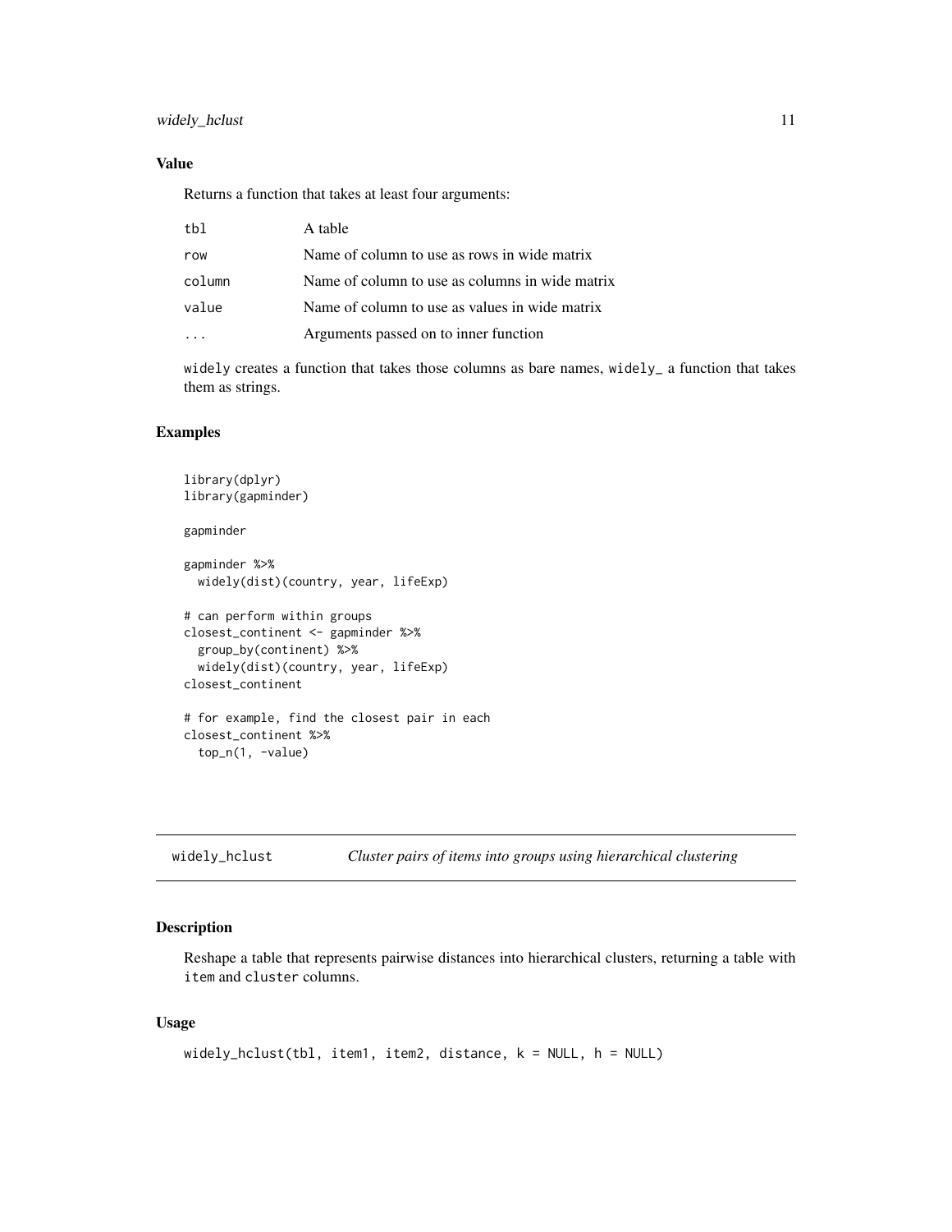## Value

Returns a function that takes at least four arguments:

| | |
|---|---|
| `tbl` | A table |
| `row` | Name of column to use as rows in wide matrix |
| `column` | Name of column to use as columns in wide matrix |
| `value` | Name of column to use as values in wide matrix |
| `...` | Arguments passed on to inner function |

`widely` creates a function that takes those columns as bare names, `widely_` a function that takes them as strings.

## Examples

```
library(dplyr)
library(gapminder)

gapminder

gapminder %>%
  widely(dist)(country, year, lifeExp)

# can perform within groups
closest_continent <- gapminder %>%
  group_by(continent) %>%
  widely(dist)(country, year, lifeExp)
closest_continent

# for example, find the closest pair in each
closest_continent %>%
  top_n(1, -value)
```

---

# widely_hclust — *Cluster pairs of items into groups using hierarchical clustering*

## Description

Reshape a table that represents pairwise distances into hierarchical clusters, returning a table with `item` and `cluster` columns.

## Usage

```
widely_hclust(tbl, item1, item2, distance, k = NULL, h = NULL)
```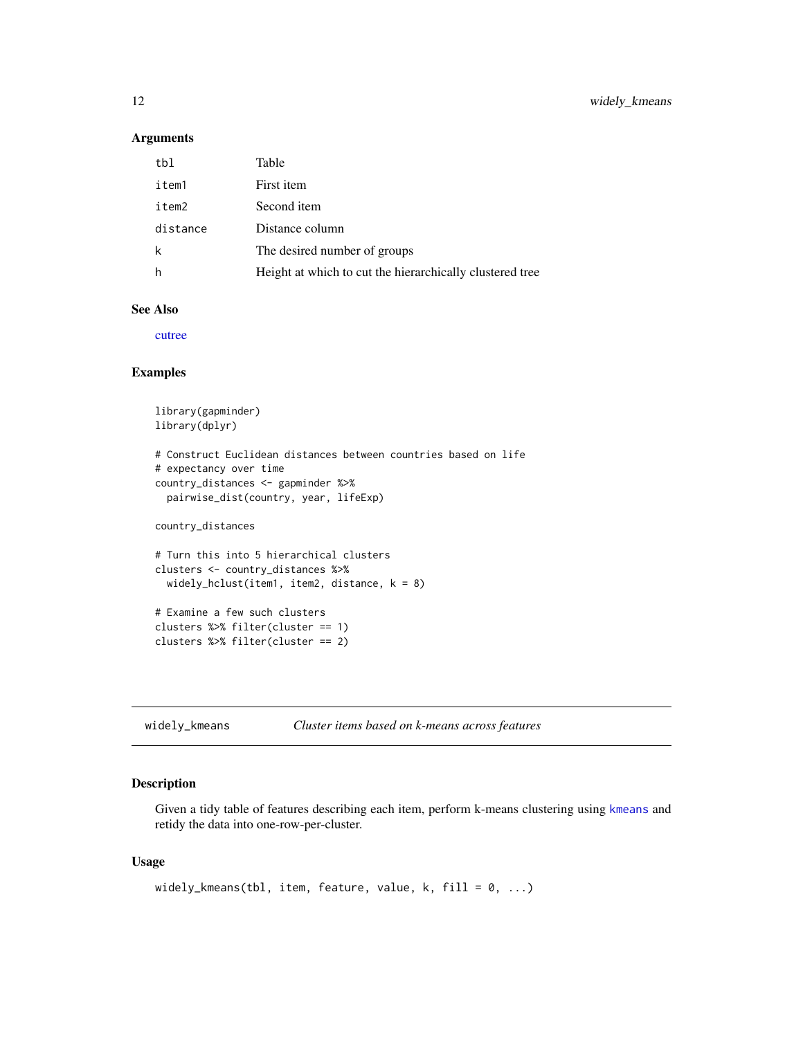### Arguments

| | |
|---|---|
| tbl | Table |
| item1 | First item |
| item2 | Second item |
| distance | Distance column |
| k | The desired number of groups |
| h | Height at which to cut the hierarchically clustered tree |

### See Also

cutree

### Examples

```
library(gapminder)
library(dplyr)

# Construct Euclidean distances between countries based on life
# expectancy over time
country_distances <- gapminder %>%
  pairwise_dist(country, year, lifeExp)

country_distances

# Turn this into 5 hierarchical clusters
clusters <- country_distances %>%
  widely_hclust(item1, item2, distance, k = 8)

# Examine a few such clusters
clusters %>% filter(cluster == 1)
clusters %>% filter(cluster == 2)
```

## widely_kmeans    *Cluster items based on k-means across features*

### Description

Given a tidy table of features describing each item, perform k-means clustering using kmeans and retidy the data into one-row-per-cluster.

### Usage

```
widely_kmeans(tbl, item, feature, value, k, fill = 0, ...)
```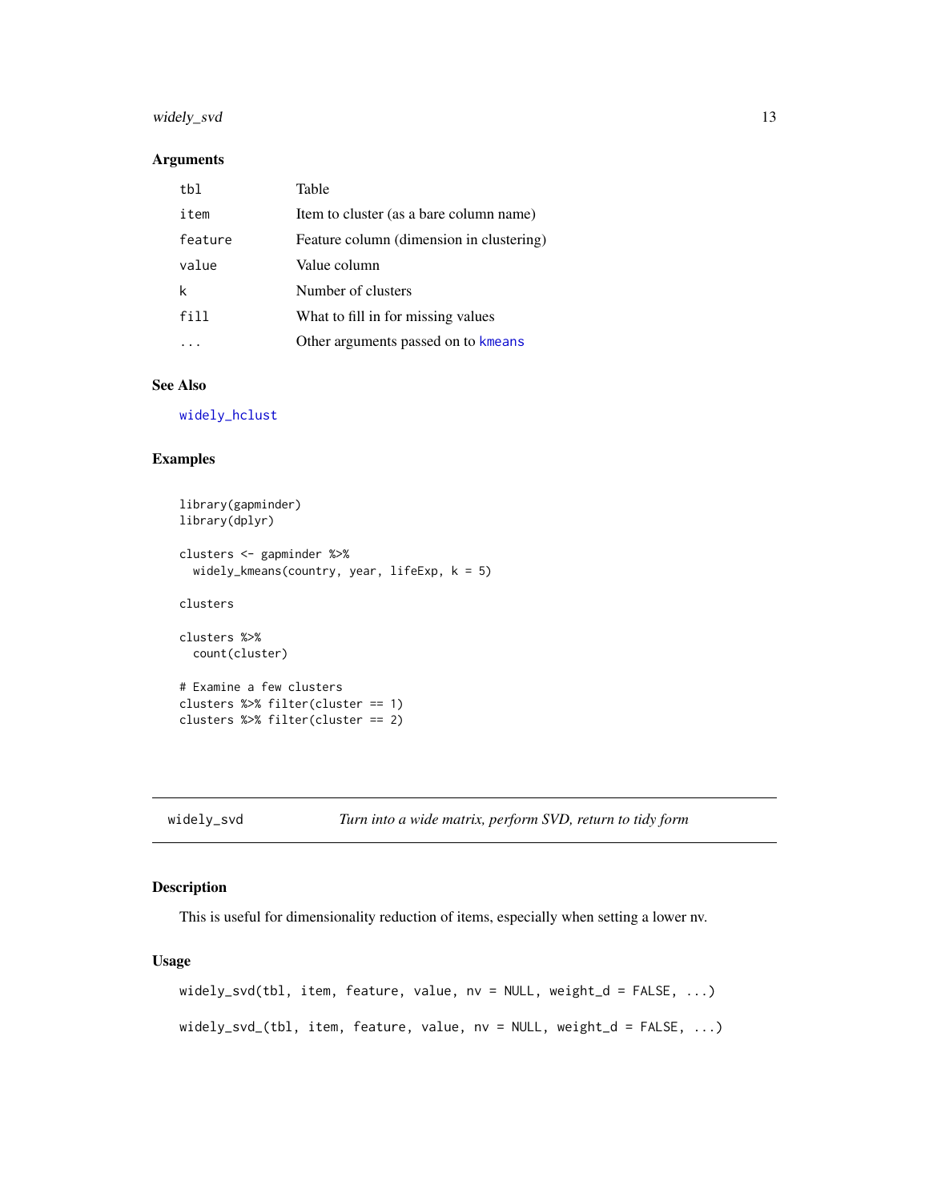### Arguments

| | |
|---|---|
| tbl | Table |
| item | Item to cluster (as a bare column name) |
| feature | Feature column (dimension in clustering) |
| value | Value column |
| k | Number of clusters |
| fill | What to fill in for missing values |
| ... | Other arguments passed on to kmeans |

### See Also

widely_hclust

### Examples

```
library(gapminder)
library(dplyr)

clusters <- gapminder %>%
  widely_kmeans(country, year, lifeExp, k = 5)

clusters

clusters %>%
  count(cluster)

# Examine a few clusters
clusters %>% filter(cluster == 1)
clusters %>% filter(cluster == 2)
```

## widely_svd — *Turn into a wide matrix, perform SVD, return to tidy form*

### Description

This is useful for dimensionality reduction of items, especially when setting a lower nv.

### Usage

```
widely_svd(tbl, item, feature, value, nv = NULL, weight_d = FALSE, ...)

widely_svd_(tbl, item, feature, value, nv = NULL, weight_d = FALSE, ...)
```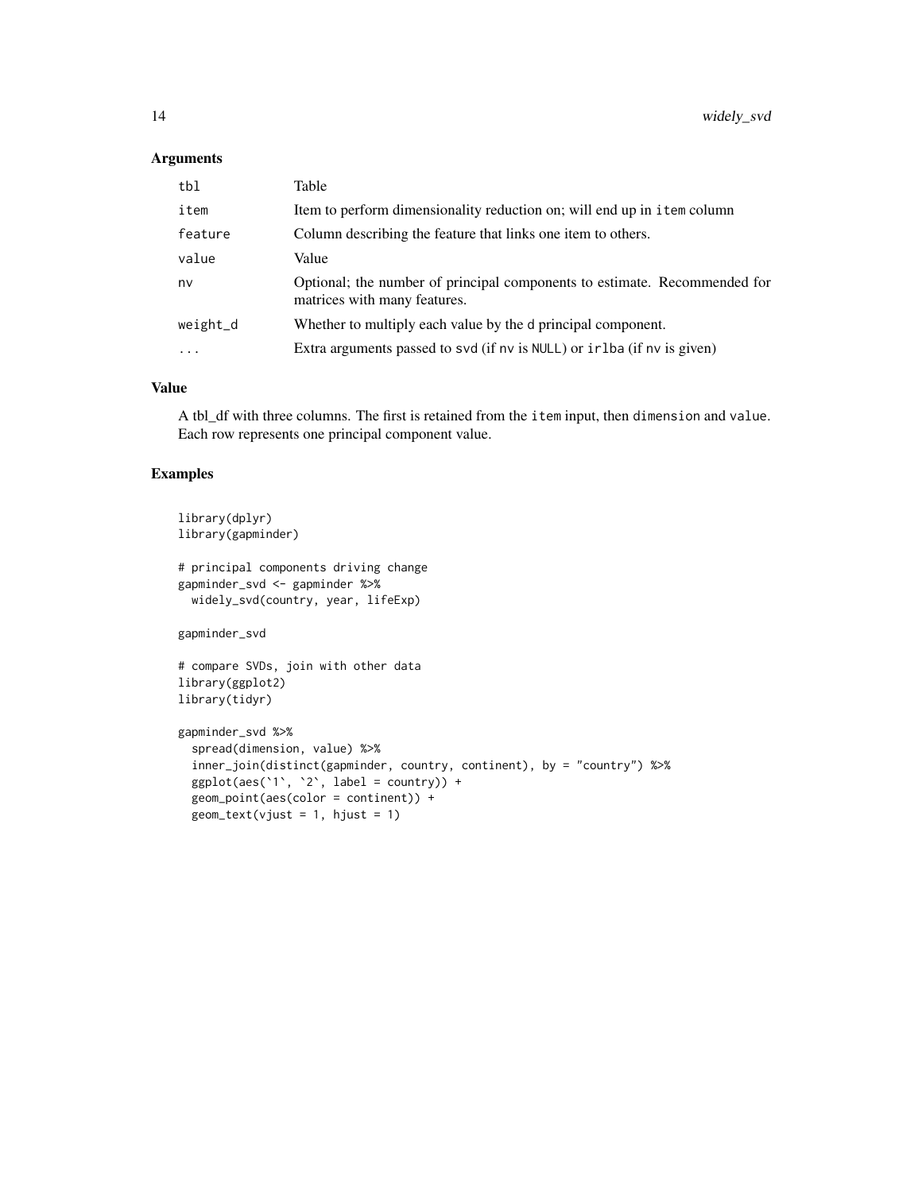## Arguments

| | |
|---|---|
| `tbl` | Table |
| `item` | Item to perform dimensionality reduction on; will end up in `item` column |
| `feature` | Column describing the feature that links one item to others. |
| `value` | Value |
| `nv` | Optional; the number of principal components to estimate. Recommended for matrices with many features. |
| `weight_d` | Whether to multiply each value by the `d` principal component. |
| `...` | Extra arguments passed to `svd` (if `nv` is `NULL`) or `irlba` (if `nv` is given) |

## Value

A tbl_df with three columns. The first is retained from the `item` input, then `dimension` and `value`. Each row represents one principal component value.

## Examples

```
library(dplyr)
library(gapminder)

# principal components driving change
gapminder_svd <- gapminder %>%
  widely_svd(country, year, lifeExp)

gapminder_svd

# compare SVDs, join with other data
library(ggplot2)
library(tidyr)

gapminder_svd %>%
  spread(dimension, value) %>%
  inner_join(distinct(gapminder, country, continent), by = "country") %>%
  ggplot(aes(`1`, `2`, label = country)) +
  geom_point(aes(color = continent)) +
  geom_text(vjust = 1, hjust = 1)
```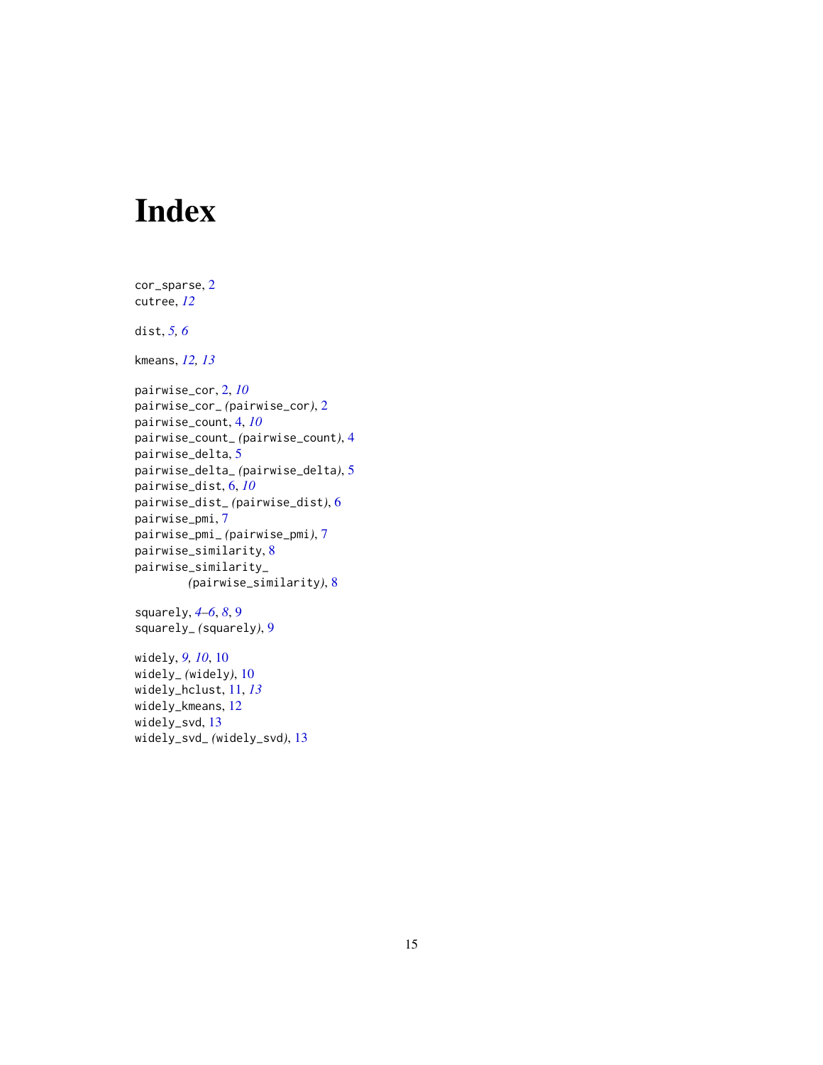# Index

cor_sparse, 2
cutree, *12*

dist, *5, 6*

kmeans, *12, 13*

pairwise_cor, 2, *10*
pairwise_cor_ *(pairwise_cor)*, 2
pairwise_count, 4, *10*
pairwise_count_ *(pairwise_count)*, 4
pairwise_delta, 5
pairwise_delta_ *(pairwise_delta)*, 5
pairwise_dist, 6, *10*
pairwise_dist_ *(pairwise_dist)*, 6
pairwise_pmi, 7
pairwise_pmi_ *(pairwise_pmi)*, 7
pairwise_similarity, 8
pairwise_similarity_
        *(pairwise_similarity)*, 8

squarely, *4–6*, *8*, 9
squarely_ *(squarely)*, 9

widely, *9, 10*, 10
widely_ *(widely)*, 10
widely_hclust, 11, *13*
widely_kmeans, 12
widely_svd, 13
widely_svd_ *(widely_svd)*, 13